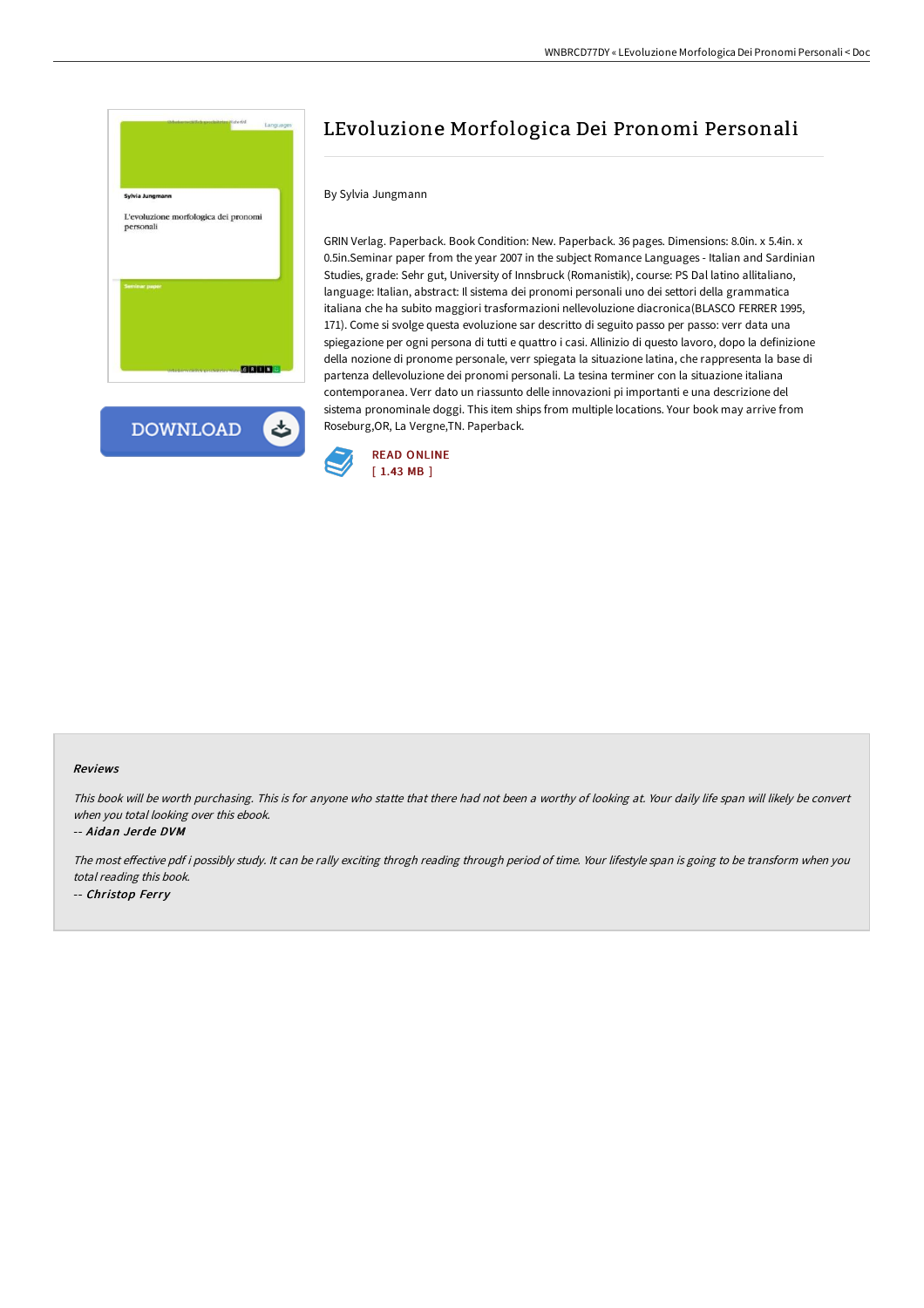# LEvoluzione Morfologica Dei Pronomi Personali

By Sylvia Jungmann

GRIN Verlag. Paperback. Book Condition: New. Paperback. 36 pages. Dimensions: 8.0in. x 5.4in. x 0.5in.Seminar paper from the year 2007 in the subject Romance Languages - Italian and Sardinian Studies, grade: Sehr gut, University of Innsbruck (Romanistik), course: PS Dal latino allitaliano, language: Italian, abstract: Il sistema dei pronomi personali uno dei settori della grammatica italiana che ha subito maggiori trasformazioni nellevoluzione diacronica(BLASCO FERRER 1995, 171). Come si svolge questa evoluzione sar descritto di seguito passo per passo: verr data una spiegazione per ogni persona di tutti e quattro i casi. Allinizio di questo lavoro, dopo la definizione della nozione di pronome personale, verr spiegata la situazione latina, che rappresenta la base di partenza dellevoluzione dei pronomi personali. La tesina terminer con la situazione italiana contemporanea. Verr dato un riassunto delle innovazioni pi importanti e una descrizione del sistema pronominale doggi. This item ships from multiple locations. Your book may arrive from Roseburg,OR, La Vergne,TN. Paperback.

DOWNLOAD

READ ONLINE
[ 1.43 MB ]

#### Reviews

*This book will be worth purchasing. This is for anyone who statte that there had not been a worthy of looking at. Your daily life span will likely be convert when you total looking over this ebook.*

-- ***Aidan Jerde DVM***

*The most effective pdf i possibly study. It can be rally exciting throgh reading through period of time. Your lifestyle span is going to be transform when you total reading this book.*

-- ***Christop Ferry***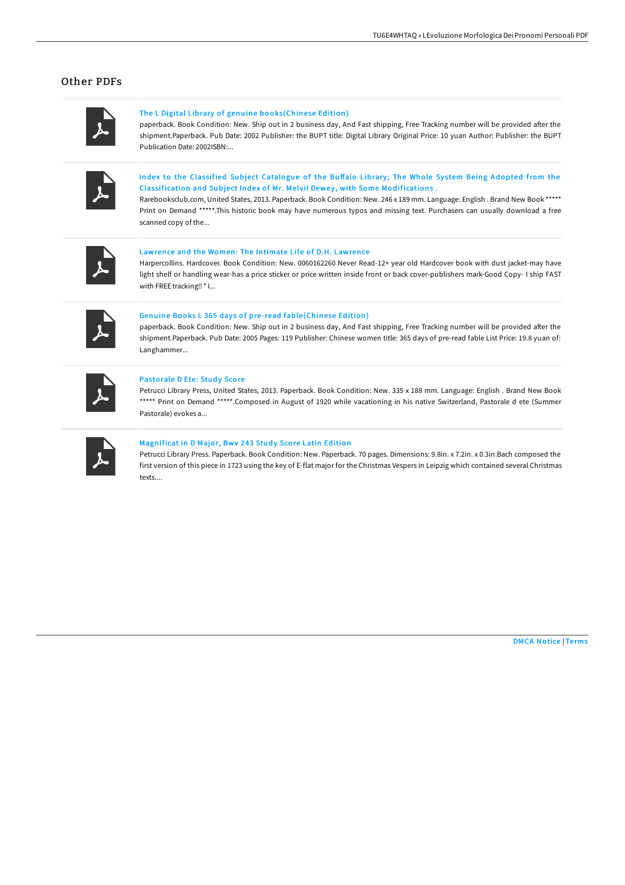## Other PDFs

### The L Digital Library of genuine books(Chinese Edition)

paperback. Book Condition: New. Ship out in 2 business day, And Fast shipping, Free Tracking number will be provided after the shipment.Paperback. Pub Date: 2002 Publisher: the BUPT title: Digital Library Original Price: 10 yuan Author: Publisher: the BUPT Publication Date: 2002ISBN:...

### Index to the Classified Subject Catalogue of the Buffalo Library; The Whole System Being Adopted from the Classification and Subject Index of Mr. Melvil Dewey, with Some Modifications .

Rarebooksclub.com, United States, 2013. Paperback. Book Condition: New. 246 x 189 mm. Language: English . Brand New Book ***** Print on Demand *****.This historic book may have numerous typos and missing text. Purchasers can usually download a free scanned copy of the...

### Lawrence and the Women: The Intimate Life of D.H. Lawrence

Harpercollins. Hardcover. Book Condition: New. 0060162260 Never Read-12+ year old Hardcover book with dust jacket-may have light shelf or handling wear-has a price sticker or price written inside front or back cover-publishers mark-Good Copy- I ship FAST with FREE tracking!! * I...

### Genuine Books L 365 days of pre-read fable(Chinese Edition)

paperback. Book Condition: New. Ship out in 2 business day, And Fast shipping, Free Tracking number will be provided after the shipment.Paperback. Pub Date: 2005 Pages: 119 Publisher: Chinese women title: 365 days of pre-read fable List Price: 19.8 yuan of: Langhammer...

### Pastorale D Ete: Study Score

Petrucci Library Press, United States, 2013. Paperback. Book Condition: New. 335 x 188 mm. Language: English . Brand New Book ***** Print on Demand *****.Composed in August of 1920 while vacationing in his native Switzerland, Pastorale d ete (Summer Pastorale) evokes a...

### Magnificat in D Major, Bwv 243 Study Score Latin Edition

Petrucci Library Press. Paperback. Book Condition: New. Paperback. 70 pages. Dimensions: 9.8in. x 7.2in. x 0.3in.Bach composed the first version of this piece in 1723 using the key of E-flat major for the Christmas Vespers in Leipzig which contained several Christmas texts....

DMCA Notice | Terms